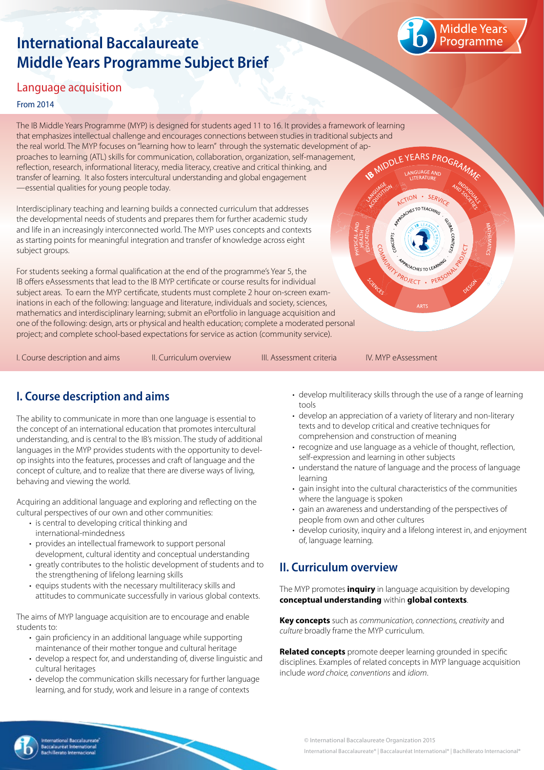# International Baccalaureate Middle Years Programme Subject Brief

## Language acquisition

From 2014

The IB Middle Years Programme (MYP) is designed for students aged 11 to 16. It provides a framework of learning that emphasizes intellectual challenge and encourages connections between studies in traditional subjects and the real world. The MYP focuses on "learning how to learn" through the systematic development of approaches to learning (ATL) skills for communication, collaboration, organization, self-management, reflection, research, informational literacy, media literacy, creative and critical thinking, and transfer of learning. It also fosters intercultural understanding and global engagement —essential qualities for young people today.

Interdisciplinary teaching and learning builds a connected curriculum that addresses the developmental needs of students and prepares them for further academic study and life in an increasingly interconnected world. The MYP uses concepts and contexts as starting points for meaningful integration and transfer of knowledge across eight subject groups.

For students seeking a formal qualification at the end of the programme's Year 5, the IB offers eAssessments that lead to the IB MYP certificate or course results for individual subject areas. To earn the MYP certificate, students must complete 2 hour on-screen examinations in each of the following: language and literature, individuals and society, sciences, mathematics and interdisciplinary learning; submit an ePortfolio in language acquisition and one of the following: design, arts or physical and health education; complete a moderated personal project; and complete school-based expectations for service as action (community service).

I. Course description and aims II. Curriculum overview III. Assessment criteria IV. MYP eAssessment

## I. Course description and aims

The ability to communicate in more than one language is essential to the concept of an international education that promotes intercultural understanding, and is central to the IB's mission. The study of additional languages in the MYP provides students with the opportunity to develop insights into the features, processes and craft of language and the concept of culture, and to realize that there are diverse ways of living, behaving and viewing the world.

Acquiring an additional language and exploring and reflecting on the cultural perspectives of our own and other communities:

- is central to developing critical thinking and international-mindedness
- provides an intellectual framework to support personal development, cultural identity and conceptual understanding
- greatly contributes to the holistic development of students and to the strengthening of lifelong learning skills
- equips students with the necessary multiliteracy skills and attitudes to communicate successfully in various global contexts.

The aims of MYP language acquisition are to encourage and enable students to:

- gain proficiency in an additional language while supporting maintenance of their mother tongue and cultural heritage
- develop a respect for, and understanding of, diverse linguistic and cultural heritages
- develop the communication skills necessary for further language learning, and for study, work and leisure in a range of contexts
- develop multiliteracy skills through the use of a range of learning tools
- develop an appreciation of a variety of literary and non-literary texts and to develop critical and creative techniques for comprehension and construction of meaning
- recognize and use language as a vehicle of thought, reflection, self-expression and learning in other subjects
- understand the nature of language and the process of language learning
- gain insight into the cultural characteristics of the communities where the language is spoken
- gain an awareness and understanding of the perspectives of people from own and other cultures
- develop curiosity, inquiry and a lifelong interest in, and enjoyment of, language learning.

## II. Curriculum overview

The MYP promotes **inquiry** in language acquisition by developing **conceptual understanding** within **global contexts**.

**Key concepts** such as *communication, connections, creativity* and *culture* broadly frame the MYP curriculum.

**Related concepts** promote deeper learning grounded in specific disciplines. Examples of related concepts in MYP language acquisition include *word choice, conventions* and *idiom*.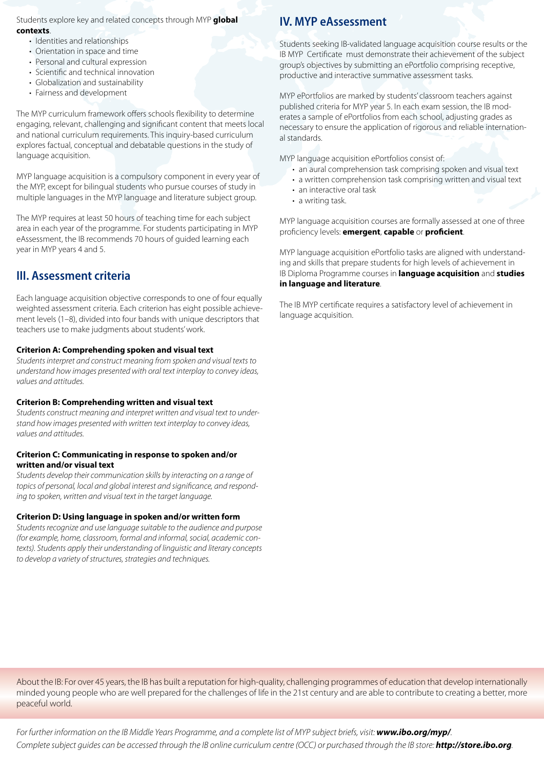Students explore key and related concepts through MYP **global contexts**.

- Identities and relationships
- Orientation in space and time
- Personal and cultural expression
- Scientific and technical innovation
- Globalization and sustainability
- Fairness and development

The MYP curriculum framework offers schools flexibility to determine engaging, relevant, challenging and significant content that meets local and national curriculum requirements. This inquiry-based curriculum explores factual, conceptual and debatable questions in the study of language acquisition.

MYP language acquisition is a compulsory component in every year of the MYP, except for bilingual students who pursue courses of study in multiple languages in the MYP language and literature subject group.

The MYP requires at least 50 hours of teaching time for each subject area in each year of the programme. For students participating in MYP eAssessment, the IB recommends 70 hours of guided learning each year in MYP years 4 and 5.

## III. Assessment criteria

Each language acquisition objective corresponds to one of four equally weighted assessment criteria. Each criterion has eight possible achievement levels (1–8), divided into four bands with unique descriptors that teachers use to make judgments about students' work.

**Criterion A: Comprehending spoken and visual text**

*Students interpret and construct meaning from spoken and visual texts to understand how images presented with oral text interplay to convey ideas, values and attitudes.*

**Criterion B: Comprehending written and visual text**

*Students construct meaning and interpret written and visual text to understand how images presented with written text interplay to convey ideas, values and attitudes.*

**Criterion C: Communicating in response to spoken and/or written and/or visual text**

*Students develop their communication skills by interacting on a range of topics of personal, local and global interest and significance, and responding to spoken, written and visual text in the target language.*

**Criterion D: Using language in spoken and/or written form**

*Students recognize and use language suitable to the audience and purpose (for example, home, classroom, formal and informal, social, academic contexts). Students apply their understanding of linguistic and literary concepts to develop a variety of structures, strategies and techniques.*

## IV. MYP eAssessment

Students seeking IB-validated language acquisition course results or the IB MYP Certificate must demonstrate their achievement of the subject group's objectives by submitting an ePortfolio comprising receptive, productive and interactive summative assessment tasks.

MYP ePortfolios are marked by students' classroom teachers against published criteria for MYP year 5. In each exam session, the IB moderates a sample of ePortfolios from each school, adjusting grades as necessary to ensure the application of rigorous and reliable international standards.

MYP language acquisition ePortfolios consist of:

- an aural comprehension task comprising spoken and visual text
- a written comprehension task comprising written and visual text
- an interactive oral task
- a writing task.

MYP language acquisition courses are formally assessed at one of three proficiency levels: **emergent**, **capable** or **proficient**.

MYP language acquisition ePortfolio tasks are aligned with understanding and skills that prepare students for high levels of achievement in IB Diploma Programme courses in **language acquisition** and **studies in language and literature**.

The IB MYP certificate requires a satisfactory level of achievement in language acquisition.

About the IB: For over 45 years, the IB has built a reputation for high-quality, challenging programmes of education that develop internationally minded young people who are well prepared for the challenges of life in the 21st century and are able to contribute to creating a better, more peaceful world.

*For further information on the IB Middle Years Programme, and a complete list of MYP subject briefs, visit:* ***www.ibo.org/myp/****.*
*Complete subject guides can be accessed through the IB online curriculum centre (OCC) or purchased through the IB store:* ***http://store.ibo.org****.*